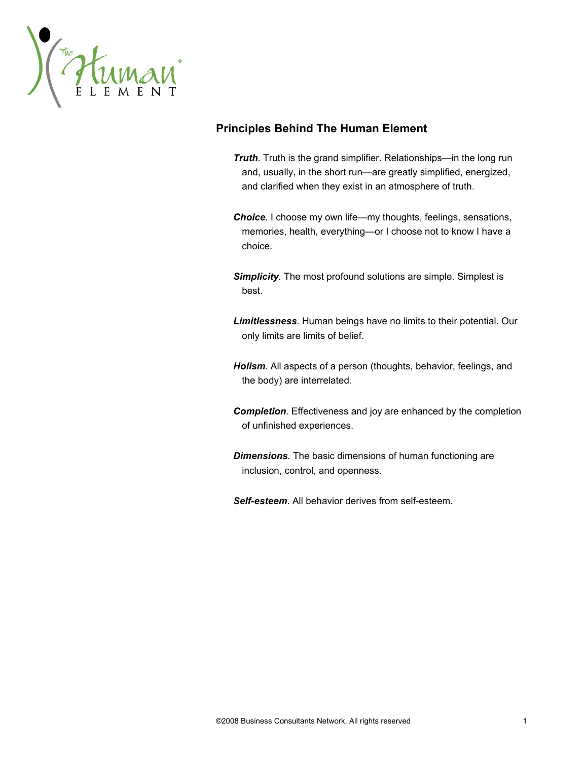## Principles Behind The Human Element

***Truth***. Truth is the grand simplifier. Relationships—in the long run and, usually, in the short run—are greatly simplified, energized, and clarified when they exist in an atmosphere of truth.

***Choice***. I choose my own life—my thoughts, feelings, sensations, memories, health, everything—or I choose not to know I have a choice.

***Simplicity***. The most profound solutions are simple. Simplest is best.

***Limitlessness***. Human beings have no limits to their potential. Our only limits are limits of belief.

***Holism***. All aspects of a person (thoughts, behavior, feelings, and the body) are interrelated.

***Completion***. Effectiveness and joy are enhanced by the completion of unfinished experiences.

***Dimensions***. The basic dimensions of human functioning are inclusion, control, and openness.

***Self-esteem***. All behavior derives from self-esteem.

©2008 Business Consultants Network. All rights reserved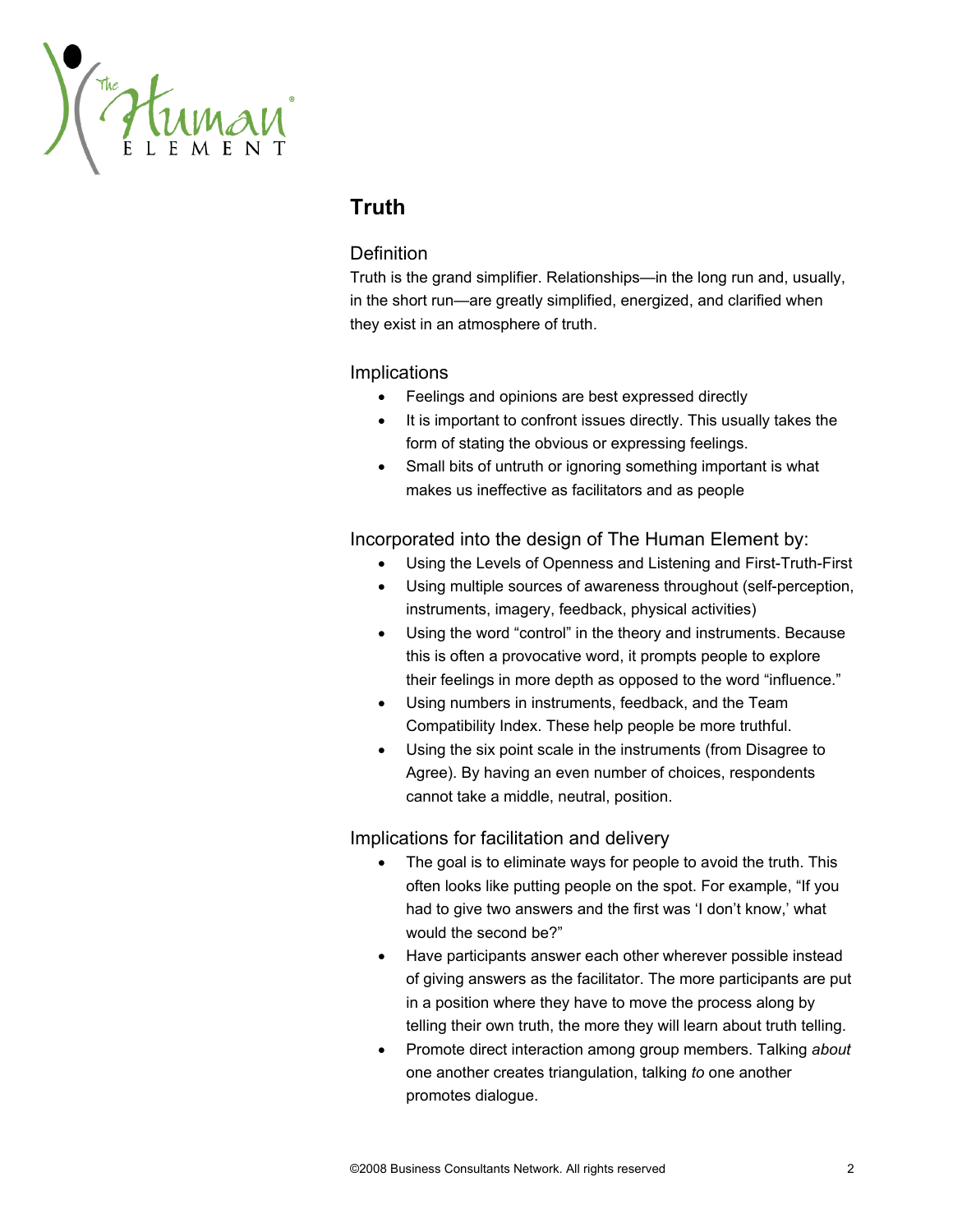# Truth

## Definition

Truth is the grand simplifier. Relationships—in the long run and, usually, in the short run—are greatly simplified, energized, and clarified when they exist in an atmosphere of truth.

## Implications

- Feelings and opinions are best expressed directly
- It is important to confront issues directly. This usually takes the form of stating the obvious or expressing feelings.
- Small bits of untruth or ignoring something important is what makes us ineffective as facilitators and as people

## Incorporated into the design of The Human Element by:

- Using the Levels of Openness and Listening and First-Truth-First
- Using multiple sources of awareness throughout (self-perception, instruments, imagery, feedback, physical activities)
- Using the word "control" in the theory and instruments. Because this is often a provocative word, it prompts people to explore their feelings in more depth as opposed to the word "influence."
- Using numbers in instruments, feedback, and the Team Compatibility Index. These help people be more truthful.
- Using the six point scale in the instruments (from Disagree to Agree). By having an even number of choices, respondents cannot take a middle, neutral, position.

## Implications for facilitation and delivery

- The goal is to eliminate ways for people to avoid the truth. This often looks like putting people on the spot. For example, "If you had to give two answers and the first was 'I don't know,' what would the second be?"
- Have participants answer each other wherever possible instead of giving answers as the facilitator. The more participants are put in a position where they have to move the process along by telling their own truth, the more they will learn about truth telling.
- Promote direct interaction among group members. Talking *about* one another creates triangulation, talking *to* one another promotes dialogue.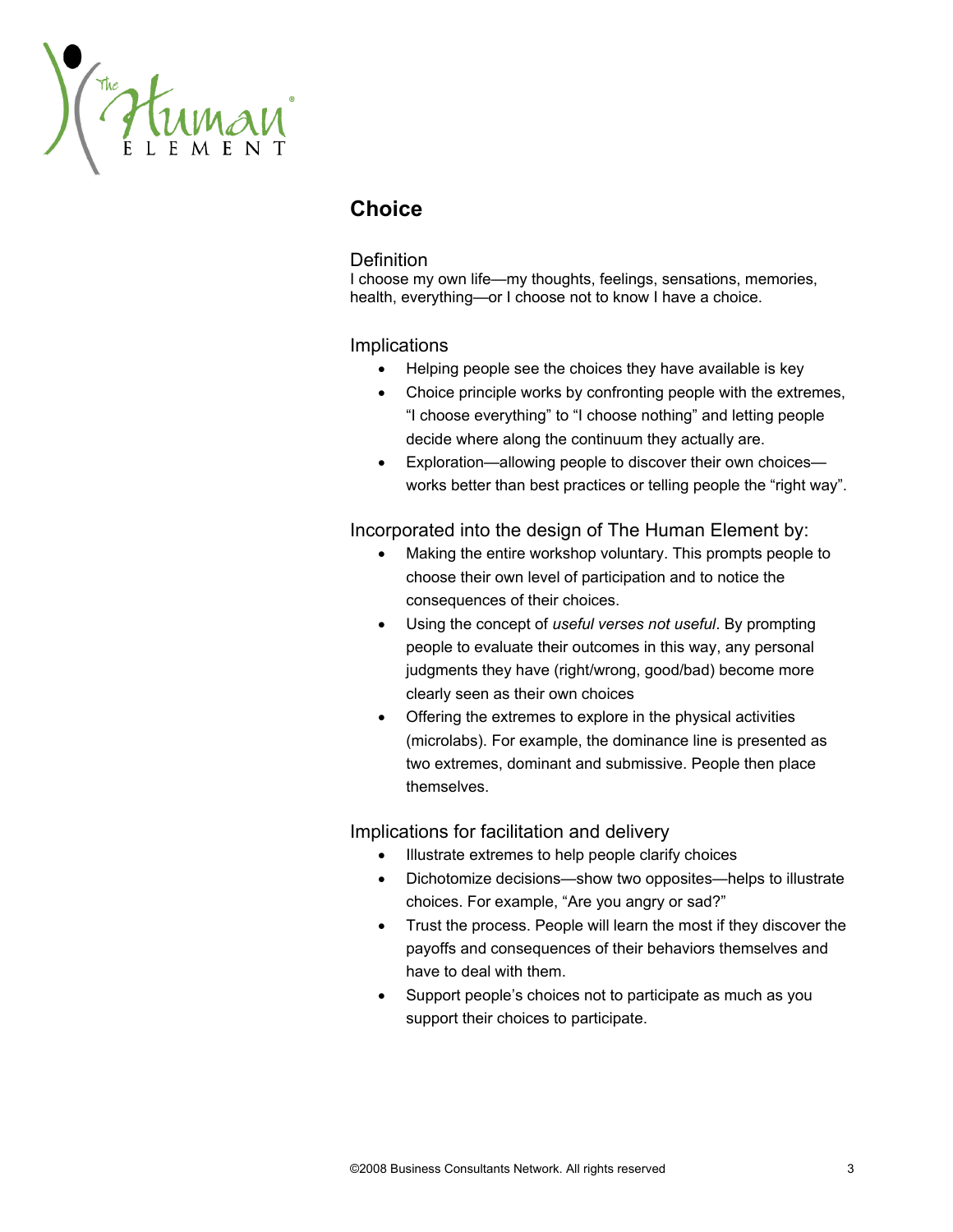## Choice

### Definition

I choose my own life—my thoughts, feelings, sensations, memories, health, everything—or I choose not to know I have a choice.

### Implications

- Helping people see the choices they have available is key
- Choice principle works by confronting people with the extremes, "I choose everything" to "I choose nothing" and letting people decide where along the continuum they actually are.
- Exploration—allowing people to discover their own choices—works better than best practices or telling people the "right way".

### Incorporated into the design of The Human Element by:

- Making the entire workshop voluntary. This prompts people to choose their own level of participation and to notice the consequences of their choices.
- Using the concept of *useful verses not useful*. By prompting people to evaluate their outcomes in this way, personal judgments they have (right/wrong, good/bad) become more clearly seen as their own choices
- Offering the extremes to explore in the physical activities (microlabs). For example, the dominance line is presented as two extremes, dominant and submissive. People then place themselves.

### Implications for facilitation and delivery

- Illustrate extremes to help people clarify choices
- Dichotomize decisions—show two opposites—helps to illustrate choices. For example, "Are you angry or sad?"
- Trust the process. People will learn the most if they discover the payoffs and consequences of their behaviors themselves and have to deal with them.
- Support people's choices not to participate as much as you support their choices to participate.

©2008 Business Consultants Network. All rights reserved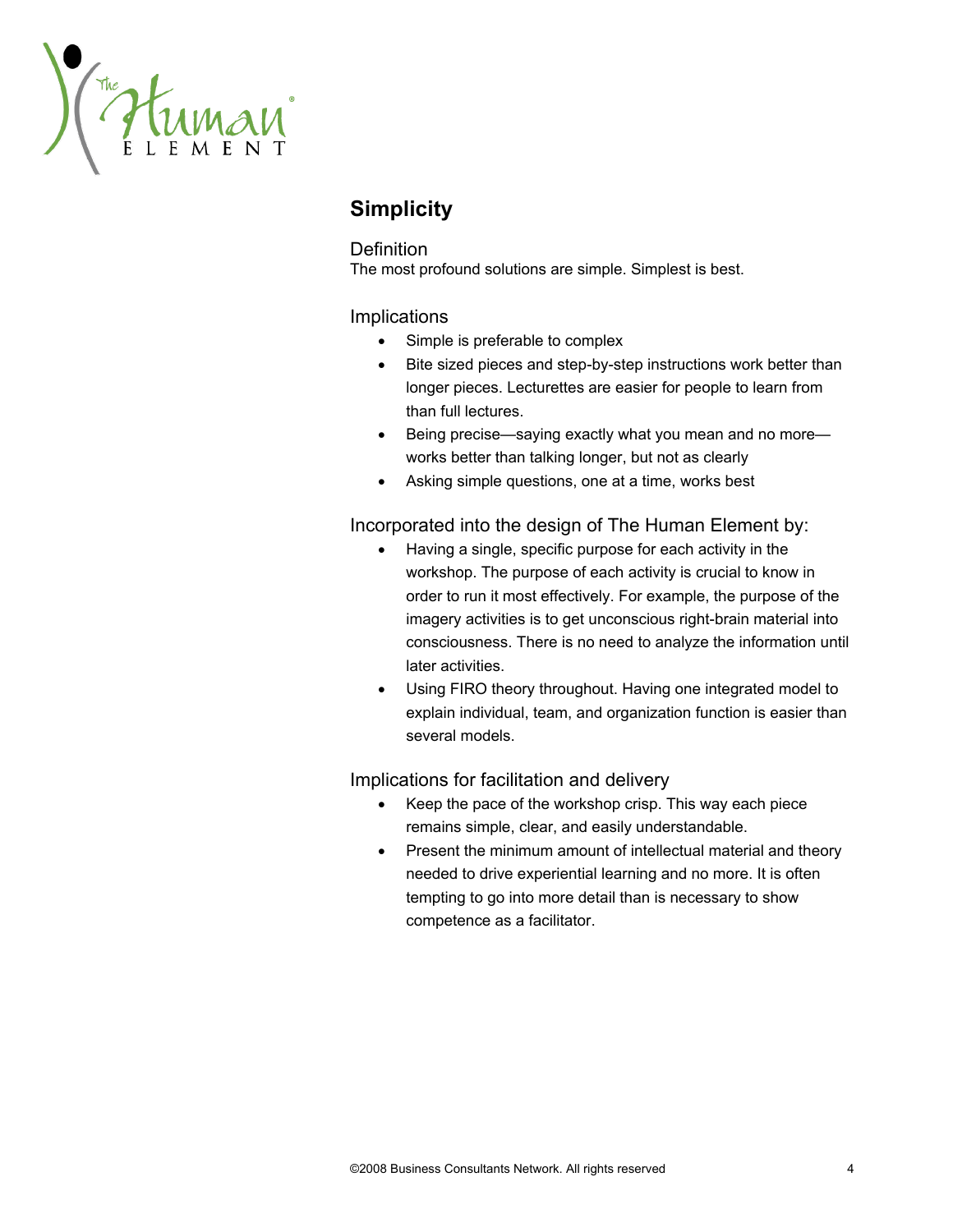## Simplicity

### Definition

The most profound solutions are simple. Simplest is best.

### Implications

- Simple is preferable to complex
- Bite sized pieces and step-by-step instructions work better than longer pieces. Lecturettes are easier for people to learn from than full lectures.
- Being precise—saying exactly what you mean and no more—works better than talking longer, but not as clearly
- Asking simple questions, one at a time, works best

### Incorporated into the design of The Human Element by:

- Having a single, specific purpose for each activity in the workshop. The purpose of each activity is crucial to know in order to run it most effectively. For example, the purpose of the imagery activities is to get unconscious right-brain material into consciousness. There is no need to analyze the information until later activities.
- Using FIRO theory throughout. Having one integrated model to explain individual, team, and organization function is easier than several models.

### Implications for facilitation and delivery

- Keep the pace of the workshop crisp. This way each piece remains simple, clear, and easily understandable.
- Present the minimum amount of intellectual material and theory needed to drive experiential learning and no more. It is often tempting to go into more detail than is necessary to show competence as a facilitator.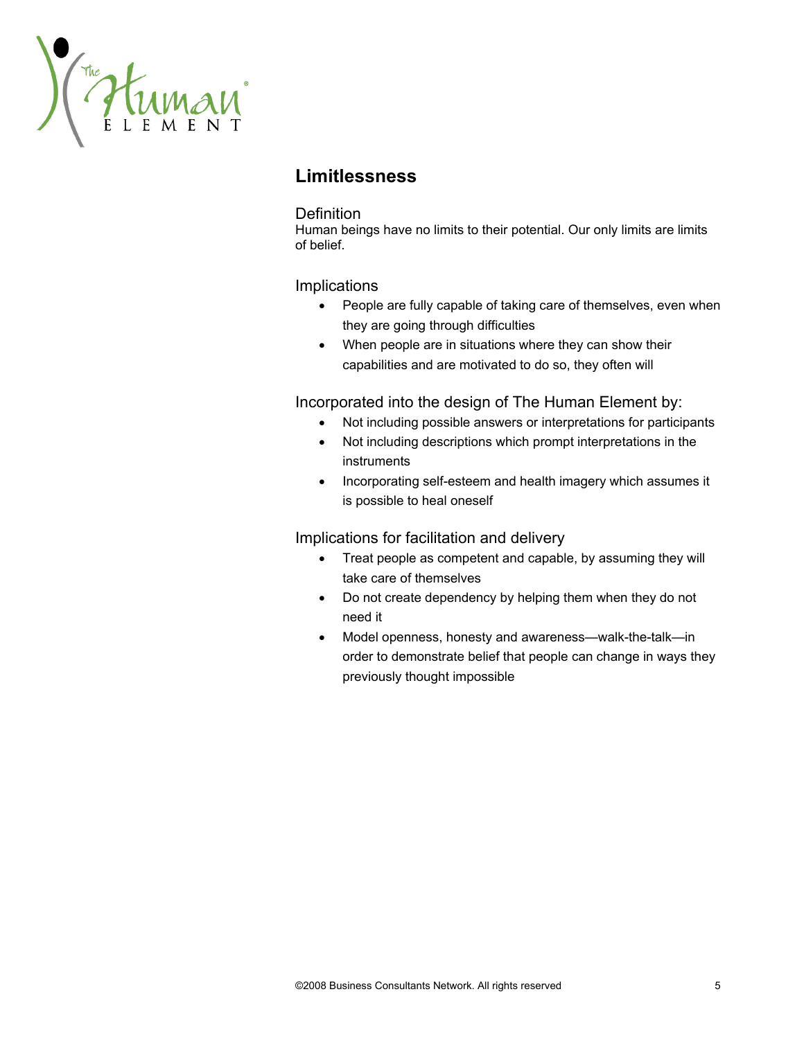## Limitlessness

### Definition

Human beings have no limits to their potential. Our only limits are limits of belief.

### Implications

- People are fully capable of taking care of themselves, even when they are going through difficulties
- When people are in situations where they can show their capabilities and are motivated to do so, they often will

### Incorporated into the design of The Human Element by:

- Not including possible answers or interpretations for participants
- Not including descriptions which prompt interpretations in the instruments
- Incorporating self-esteem and health imagery which assumes it is possible to heal oneself

### Implications for facilitation and delivery

- Treat people as competent and capable, by assuming they will take care of themselves
- Do not create dependency by helping them when they do not need it
- Model openness, honesty and awareness—walk-the-talk—in order to demonstrate belief that people can change in ways they previously thought impossible

©2008 Business Consultants Network. All rights reserved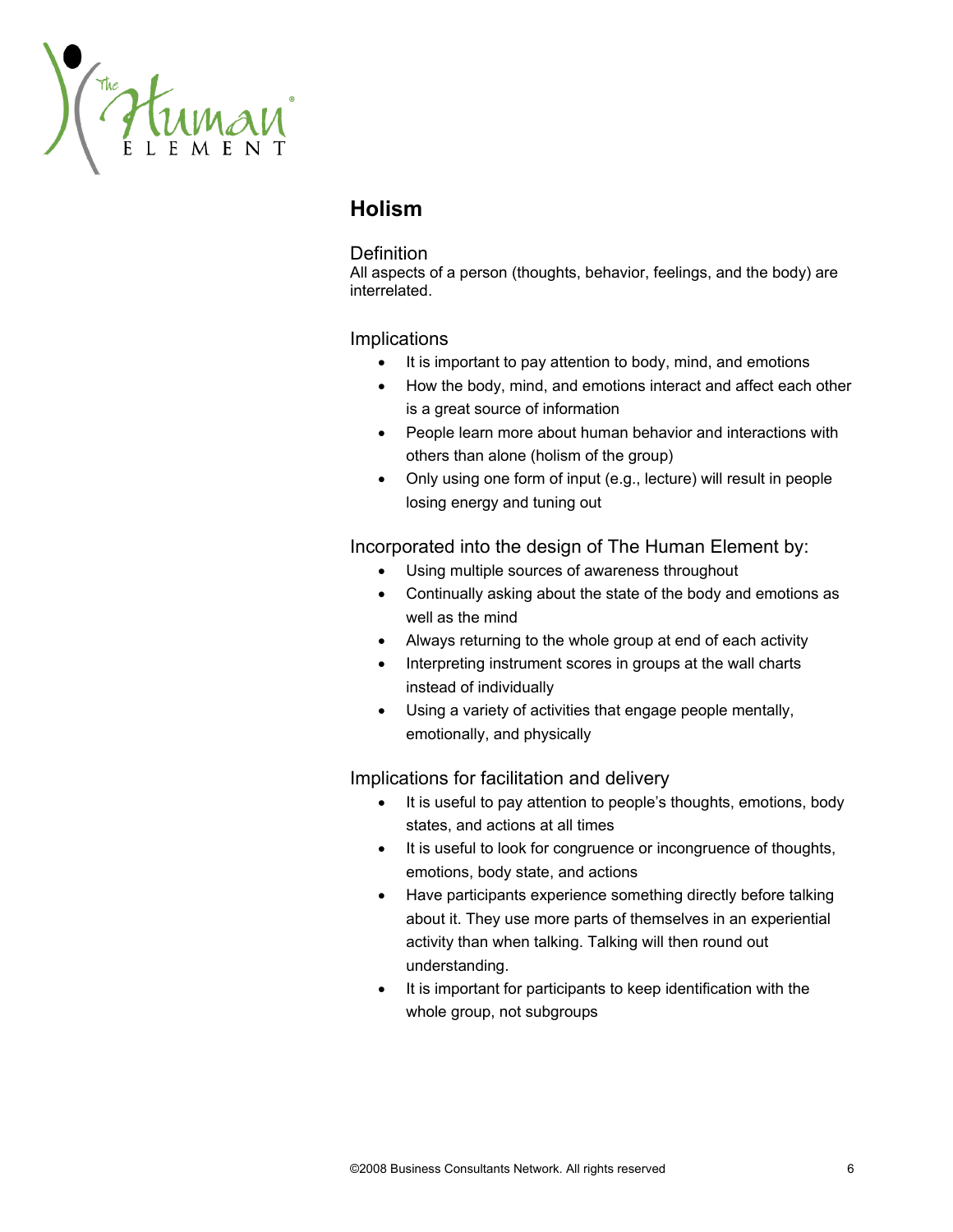## Holism

### Definition

All aspects of a person (thoughts, behavior, feelings, and the body) are interrelated.

### Implications

- It is important to pay attention to body, mind, and emotions
- How the body, mind, and emotions interact and affect each other is a great source of information
- People learn more about human behavior and interactions with others than alone (holism of the group)
- Only using one form of input (e.g., lecture) will result in people losing energy and tuning out

### Incorporated into the design of The Human Element by:

- Using multiple sources of awareness throughout
- Continually asking about the state of the body and emotions as well as the mind
- Always returning to the whole group at end of each activity
- Interpreting instrument scores in groups at the wall charts instead of individually
- Using a variety of activities that engage people mentally, emotionally, and physically

### Implications for facilitation and delivery

- It is useful to pay attention to people's thoughts, emotions, body states, and actions at all times
- It is useful to look for congruence or incongruence of thoughts, emotions, body state, and actions
- Have participants experience something directly before talking about it. They use more parts of themselves in an experiential activity than when talking. Talking will then round out understanding.
- It is important for participants to keep identification with the whole group, not subgroups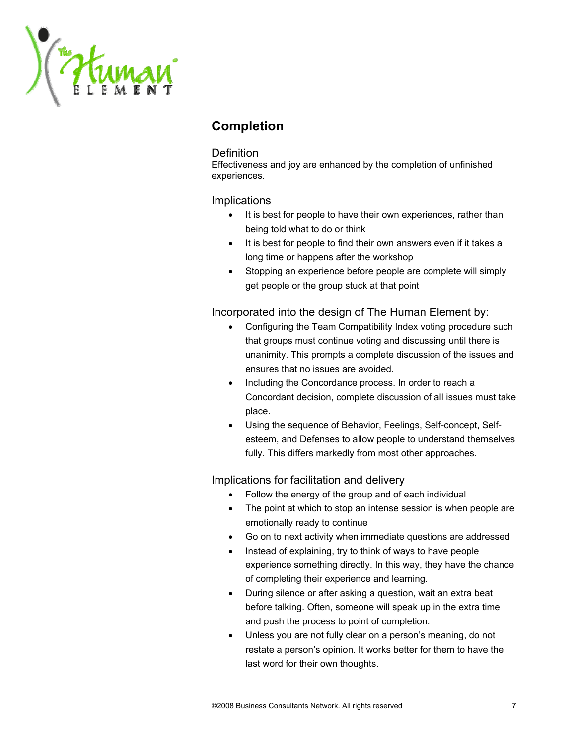# Completion

## Definition

Effectiveness and joy are enhanced by the completion of unfinished experiences.

## Implications

- It is best for people to have their own experiences, rather than being told what to do or think
- It is best for people to find their own answers even if it takes a long time or happens after the workshop
- Stopping an experience before people are complete will simply get people or the group stuck at that point

## Incorporated into the design of The Human Element by:

- Configuring the Team Compatibility Index voting procedure such that groups must continue voting and discussing until there is unanimity. This prompts a complete discussion of the issues and ensures that no issues are avoided.
- Including the Concordance process. In order to reach a Concordant decision, complete discussion of all issues must take place.
- Using the sequence of Behavior, Feelings, Self-concept, Self-esteem, and Defenses to allow people to understand themselves fully. This differs markedly from most other approaches.

## Implications for facilitation and delivery

- Follow the energy of the group and of each individual
- The point at which to stop an intense session is when people are emotionally ready to continue
- Go on to next activity when immediate questions are addressed
- Instead of explaining, try to think of ways to have people experience something directly. In this way, they have the chance of completing their experience and learning.
- During silence or after asking a question, wait an extra beat before talking. Often, someone will speak up in the extra time and push the process to point of completion.
- Unless you are not fully clear on a person's meaning, do not restate a person's opinion. It works better for them to have the last word for their own thoughts.

©2008 Business Consultants Network. All rights reserved